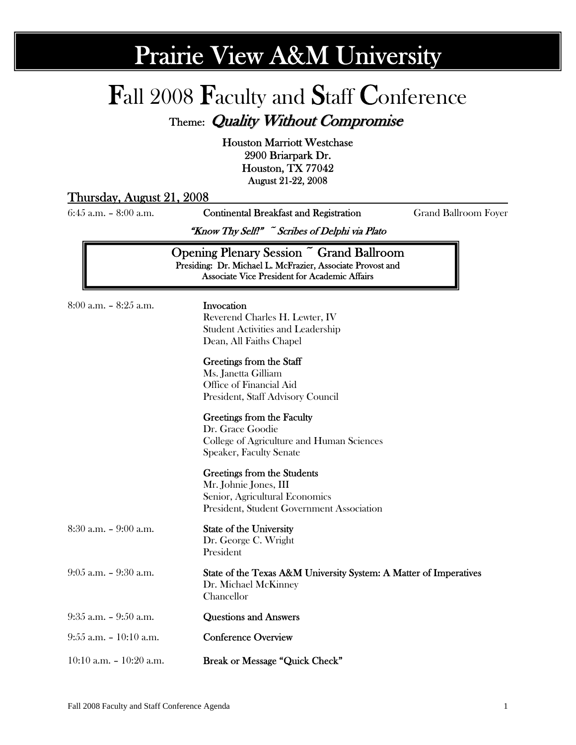# Prairie View A&M University

## Fall 2008 Faculty and Staff Conference

**Theme:** ***Quality Without Compromise***

**Houston Marriott Westchase**
**2900 Briarpark Dr.**
**Houston, TX 77042**
**August 21-22, 2008**

### Thursday, August 21, 2008

6:45 a.m. – 8:00 a.m. **Continental Breakfast and Registration** Grand Ballroom Foyer

*"Know Thy Self!" ~ Scribes of Delphi via Plato*

**Opening Plenary Session ~ Grand Ballroom**
**Presiding: Dr. Michael L. McFrazier, Associate Provost and Associate Vice President for Academic Affairs**

8:00 a.m. – 8:25 a.m.

**Invocation**
Reverend Charles H. Lewter, IV
Student Activities and Leadership
Dean, All Faiths Chapel

**Greetings from the Staff**
Ms. Janetta Gilliam
Office of Financial Aid
President, Staff Advisory Council

**Greetings from the Faculty**
Dr. Grace Goodie
College of Agriculture and Human Sciences
Speaker, Faculty Senate

**Greetings from the Students**
Mr. Johnie Jones, III
Senior, Agricultural Economics
President, Student Government Association

8:30 a.m. – 9:00 a.m.

**State of the University**
Dr. George C. Wright
President

9:05 a.m. – 9:30 a.m.

**State of the Texas A&M University System: A Matter of Imperatives**
Dr. Michael McKinney
Chancellor

9:35 a.m. – 9:50 a.m. **Questions and Answers**

9:55 a.m. – 10:10 a.m. **Conference Overview**

10:10 a.m. – 10:20 a.m. **Break or Message "Quick Check"**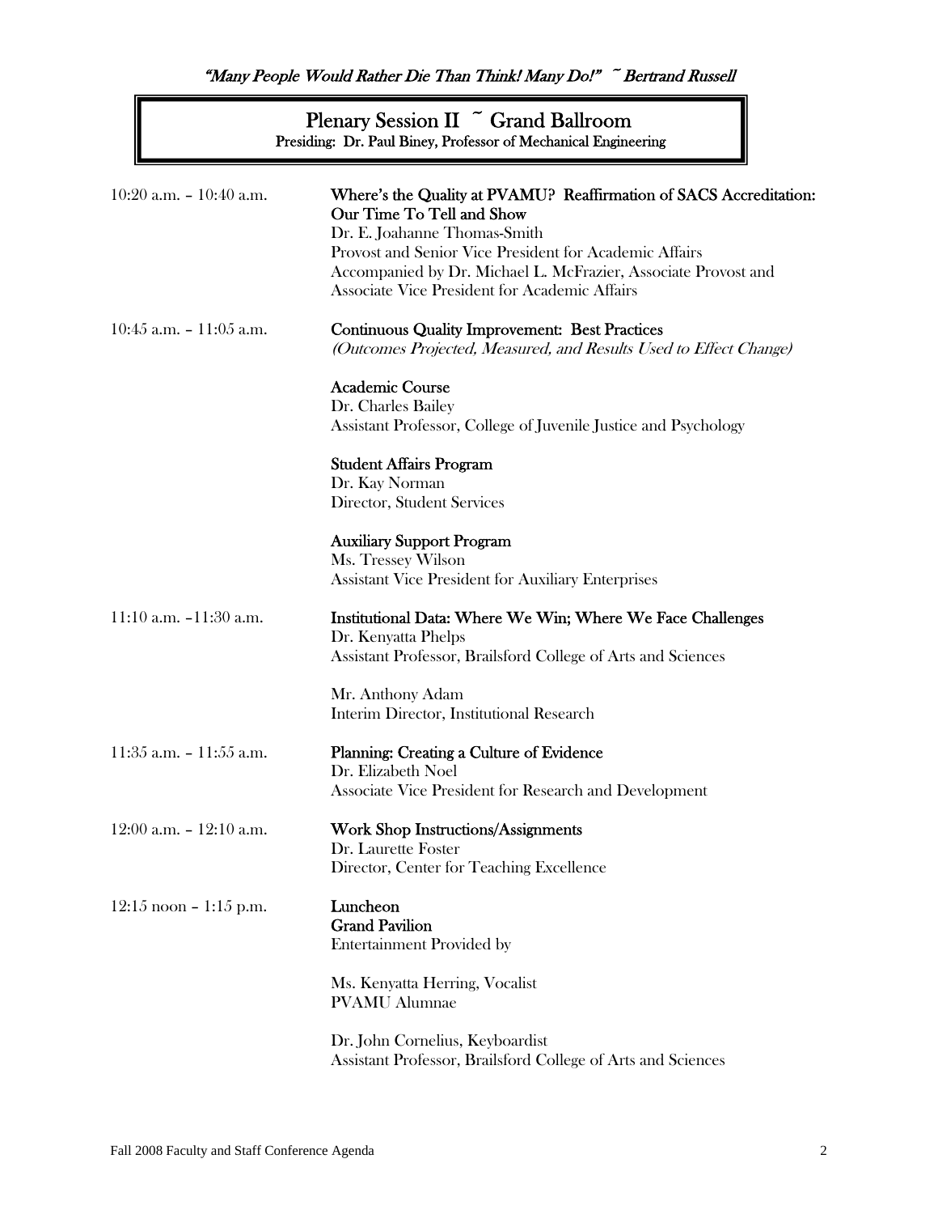*"Many People Would Rather Die Than Think! Many Do!" ~ Bertrand Russell*

## Plenary Session II ~ Grand Ballroom

**Presiding: Dr. Paul Biney, Professor of Mechanical Engineering**

10:20 a.m. – 10:40 a.m.

**Where's the Quality at PVAMU? Reaffirmation of SACS Accreditation: Our Time To Tell and Show**
Dr. E. Joahanne Thomas-Smith
Provost and Senior Vice President for Academic Affairs
Accompanied by Dr. Michael L. McFrazier, Associate Provost and Associate Vice President for Academic Affairs

10:45 a.m. – 11:05 a.m.

**Continuous Quality Improvement: Best Practices**
*(Outcomes Projected, Measured, and Results Used to Effect Change)*

**Academic Course**
Dr. Charles Bailey
Assistant Professor, College of Juvenile Justice and Psychology

**Student Affairs Program**
Dr. Kay Norman
Director, Student Services

**Auxiliary Support Program**
Ms. Tressey Wilson
Assistant Vice President for Auxiliary Enterprises

11:10 a.m. –11:30 a.m.

**Institutional Data: Where We Win; Where We Face Challenges**
Dr. Kenyatta Phelps
Assistant Professor, Brailsford College of Arts and Sciences

Mr. Anthony Adam
Interim Director, Institutional Research

11:35 a.m. – 11:55 a.m.

**Planning: Creating a Culture of Evidence**
Dr. Elizabeth Noel
Associate Vice President for Research and Development

12:00 a.m. – 12:10 a.m.

**Work Shop Instructions/Assignments**
Dr. Laurette Foster
Director, Center for Teaching Excellence

12:15 noon – 1:15 p.m.

**Luncheon**
**Grand Pavilion**
Entertainment Provided by

Ms. Kenyatta Herring, Vocalist
PVAMU Alumnae

Dr. John Cornelius, Keyboardist
Assistant Professor, Brailsford College of Arts and Sciences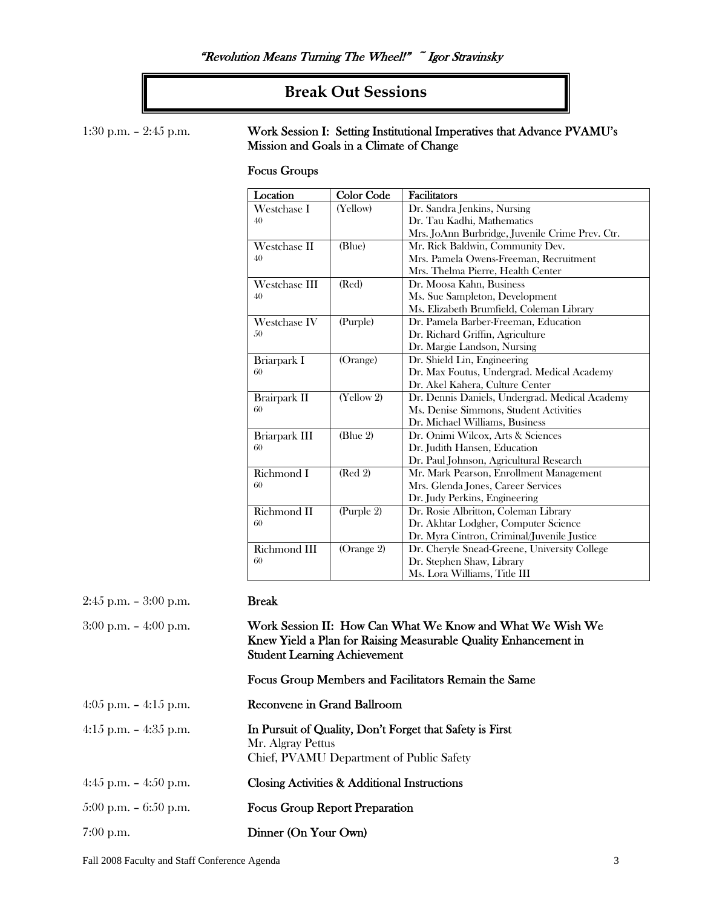*"Revolution Means Turning The Wheel!" ~ Igor Stravinsky*

## Break Out Sessions

1:30 p.m. – 2:45 p.m. **Work Session I: Setting Institutional Imperatives that Advance PVAMU's Mission and Goals in a Climate of Change**

**Focus Groups**

| Location | Color Code | Facilitators |
|---|---|---|
| Westchase I<br>40 | (Yellow) | Dr. Sandra Jenkins, Nursing<br>Dr. Tau Kadhi, Mathematics<br>Mrs. JoAnn Burbridge, Juvenile Crime Prev. Ctr. |
| Westchase II<br>40 | (Blue) | Mr. Rick Baldwin, Community Dev.<br>Mrs. Pamela Owens-Freeman, Recruitment<br>Mrs. Thelma Pierre, Health Center |
| Westchase III<br>40 | (Red) | Dr. Moosa Kahn, Business<br>Ms. Sue Sampleton, Development<br>Ms. Elizabeth Brumfield, Coleman Library |
| Westchase IV<br>50 | (Purple) | Dr. Pamela Barber-Freeman, Education<br>Dr. Richard Griffin, Agriculture<br>Dr. Margie Landson, Nursing |
| Briarpark I<br>60 | (Orange) | Dr. Shield Lin, Engineering<br>Dr. Max Foutus, Undergrad. Medical Academy<br>Dr. Akel Kahera, Culture Center |
| Brairpark II<br>60 | (Yellow 2) | Dr. Dennis Daniels, Undergrad. Medical Academy<br>Ms. Denise Simmons, Student Activities<br>Dr. Michael Williams, Business |
| Briarpark III<br>60 | (Blue 2) | Dr. Onimi Wilcox, Arts & Sciences<br>Dr. Judith Hansen, Education<br>Dr. Paul Johnson, Agricultural Research |
| Richmond I<br>60 | (Red 2) | Mr. Mark Pearson, Enrollment Management<br>Mrs. Glenda Jones, Career Services<br>Dr. Judy Perkins, Engineering |
| Richmond II<br>60 | (Purple 2) | Dr. Rosie Albritton, Coleman Library<br>Dr. Akhtar Lodgher, Computer Science<br>Dr. Myra Cintron, Criminal/Juvenile Justice |
| Richmond III<br>60 | (Orange 2) | Dr. Cheryle Snead-Greene, University College<br>Dr. Stephen Shaw, Library<br>Ms. Lora Williams, Title III |

2:45 p.m. – 3:00 p.m. **Break**

3:00 p.m. – 4:00 p.m. **Work Session II: How Can What We Know and What We Wish We Knew Yield a Plan for Raising Measurable Quality Enhancement in Student Learning Achievement**

**Focus Group Members and Facilitators Remain the Same**

4:05 p.m. – 4:15 p.m. **Reconvene in Grand Ballroom**

4:15 p.m. – 4:35 p.m. **In Pursuit of Quality, Don't Forget that Safety is First**
Mr. Algray Pettus
Chief, PVAMU Department of Public Safety

4:45 p.m. – 4:50 p.m. **Closing Activities & Additional Instructions**

5:00 p.m. – 6:50 p.m. **Focus Group Report Preparation**

7:00 p.m. **Dinner (On Your Own)**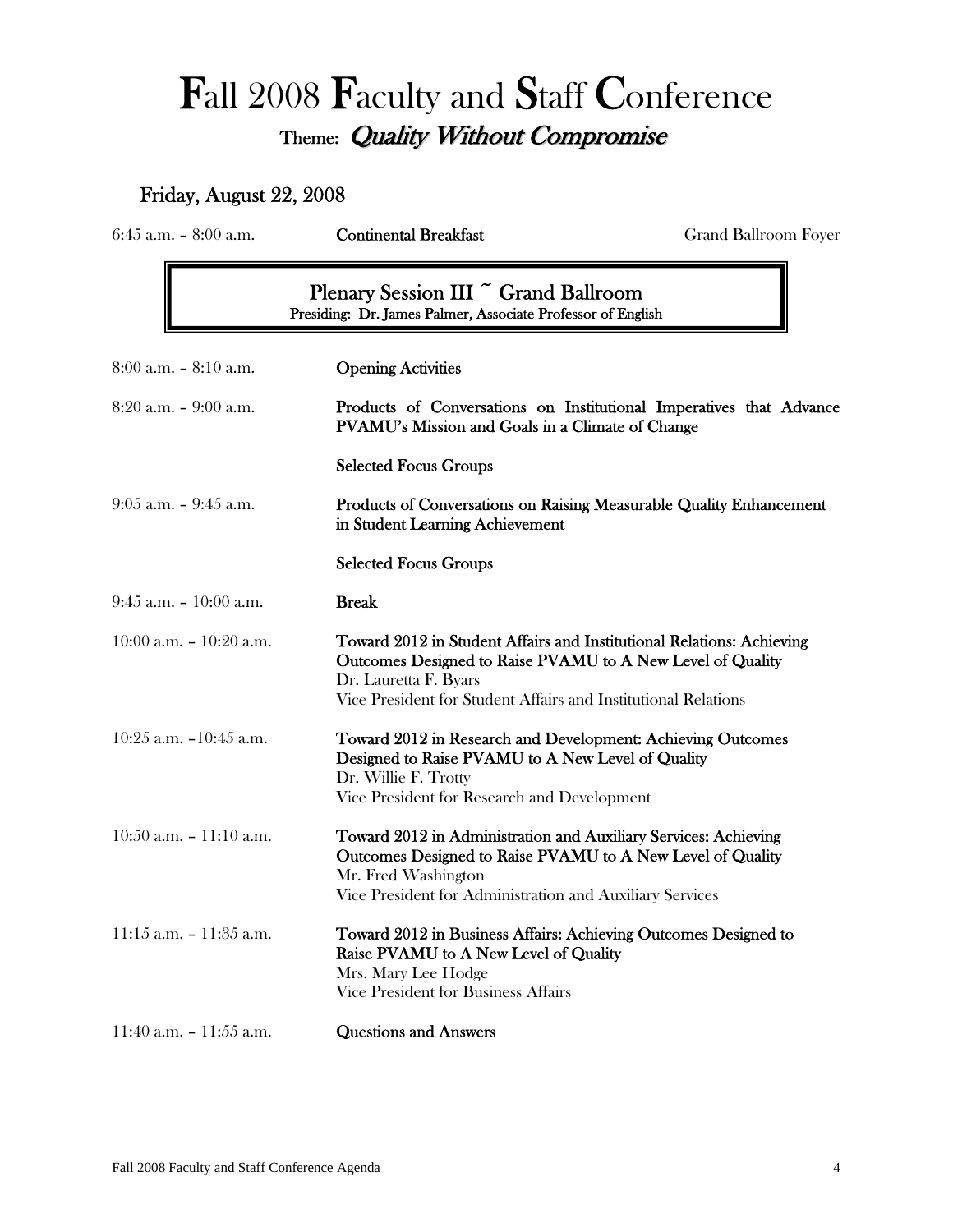# Fall 2008 Faculty and Staff Conference

## Theme: *Quality Without Compromise*

### Friday, August 22, 2008

| | | |
|---|---|---|
| 6:45 a.m. – 8:00 a.m. | **Continental Breakfast** | Grand Ballroom Foyer |

## Plenary Session III ~ Grand Ballroom

Presiding: Dr. James Palmer, Associate Professor of English

| | |
|---|---|
| 8:00 a.m. – 8:10 a.m. | **Opening Activities** |
| 8:20 a.m. – 9:00 a.m. | **Products of Conversations on Institutional Imperatives that Advance PVAMU's Mission and Goals in a Climate of Change**<br><br>**Selected Focus Groups** |
| 9:05 a.m. – 9:45 a.m. | **Products of Conversations on Raising Measurable Quality Enhancement in Student Learning Achievement**<br><br>**Selected Focus Groups** |
| 9:45 a.m. – 10:00 a.m. | **Break** |
| 10:00 a.m. – 10:20 a.m. | **Toward 2012 in Student Affairs and Institutional Relations: Achieving Outcomes Designed to Raise PVAMU to A New Level of Quality**<br>Dr. Lauretta F. Byars<br>Vice President for Student Affairs and Institutional Relations |
| 10:25 a.m. –10:45 a.m. | **Toward 2012 in Research and Development: Achieving Outcomes Designed to Raise PVAMU to A New Level of Quality**<br>Dr. Willie F. Trotty<br>Vice President for Research and Development |
| 10:50 a.m. – 11:10 a.m. | **Toward 2012 in Administration and Auxiliary Services: Achieving Outcomes Designed to Raise PVAMU to A New Level of Quality**<br>Mr. Fred Washington<br>Vice President for Administration and Auxiliary Services |
| 11:15 a.m. – 11:35 a.m. | **Toward 2012 in Business Affairs: Achieving Outcomes Designed to Raise PVAMU to A New Level of Quality**<br>Mrs. Mary Lee Hodge<br>Vice President for Business Affairs |
| 11:40 a.m. – 11:55 a.m. | **Questions and Answers** |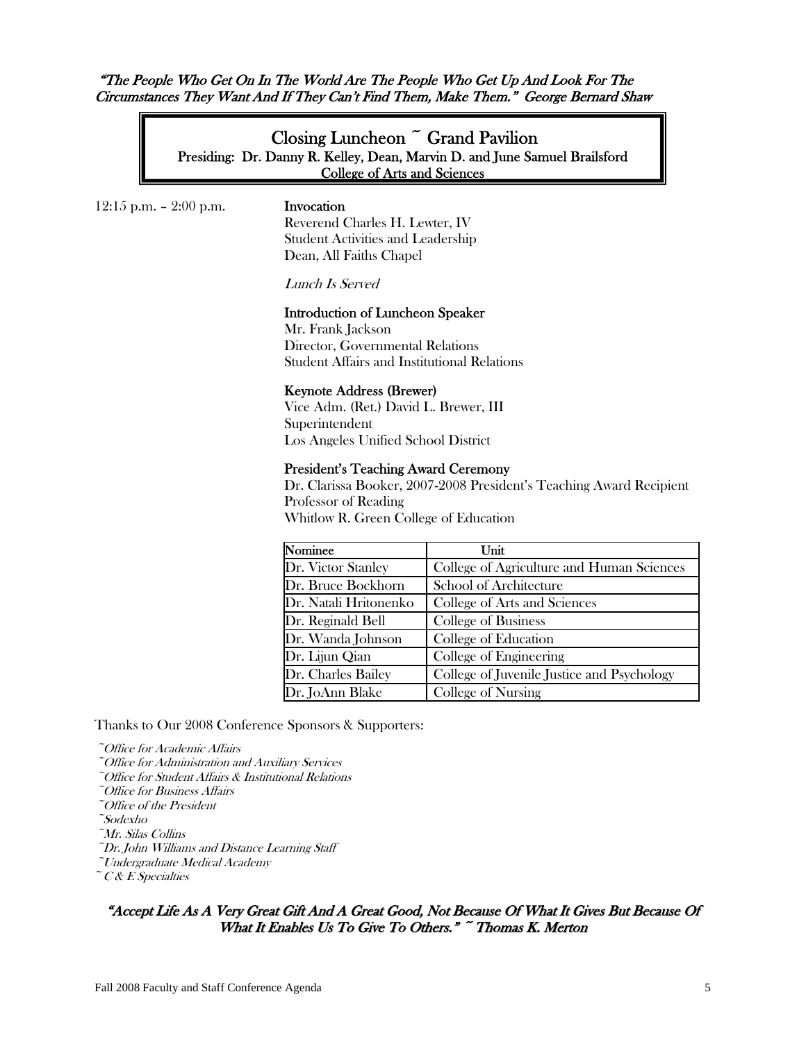*"The People Who Get On In The World Are The People Who Get Up And Look For The Circumstances They Want And If They Can't Find Them, Make Them." George Bernard Shaw*

## Closing Luncheon ~ Grand Pavilion

**Presiding: Dr. Danny R. Kelley, Dean, Marvin D. and June Samuel Brailsford College of Arts and Sciences**

12:15 p.m. – 2:00 p.m.

**Invocation**
Reverend Charles H. Lewter, IV
Student Activities and Leadership
Dean, All Faiths Chapel

*Lunch Is Served*

**Introduction of Luncheon Speaker**
Mr. Frank Jackson
Director, Governmental Relations
Student Affairs and Institutional Relations

**Keynote Address (Brewer)**
Vice Adm. (Ret.) David L. Brewer, III
Superintendent
Los Angeles Unified School District

**President's Teaching Award Ceremony**
Dr. Clarissa Booker, 2007-2008 President's Teaching Award Recipient
Professor of Reading
Whitlow R. Green College of Education

| Nominee | Unit |
|---|---|
| Dr. Victor Stanley | College of Agriculture and Human Sciences |
| Dr. Bruce Bockhorn | School of Architecture |
| Dr. Natali Hritonenko | College of Arts and Sciences |
| Dr. Reginald Bell | College of Business |
| Dr. Wanda Johnson | College of Education |
| Dr. Lijun Qian | College of Engineering |
| Dr. Charles Bailey | College of Juvenile Justice and Psychology |
| Dr. JoAnn Blake | College of Nursing |

Thanks to Our 2008 Conference Sponsors & Supporters:

*~Office for Academic Affairs*
*~Office for Administration and Auxiliary Services*
*~Office for Student Affairs & Institutional Relations*
*~Office for Business Affairs*
*~Office of the President*
*~Sodexho*
*~Mr. Silas Collins*
*~Dr. John Williams and Distance Learning Staff*
*~Undergraduate Medical Academy*
*~ C & E Specialties*

***"Accept Life As A Very Great Gift And A Great Good, Not Because Of What It Gives But Because Of What It Enables Us To Give To Others." ~ Thomas K. Merton***